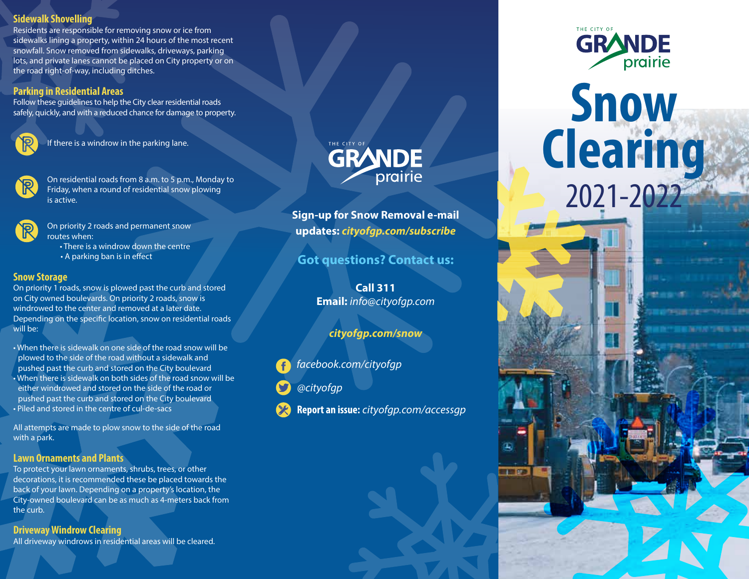## Sidewalk Shovelling

Residents are responsible for removing snow or ice from sidewalks lining a property, within 24 hours of the most recent snowfall. Snow removed from sidewalks, driveways, parking lots, and private lanes cannot be placed on City property or on the road right-of-way, including ditches.

## Parking in Residential Areas

Follow these guidelines to help the City clear residential roads safely, quickly, and with a reduced chance for damage to property.

- If there is a windrow in the parking lane.
- On residential roads from 8 a.m. to 5 p.m., Monday to Friday, when a round of residential snow plowing is active.
- On priority 2 roads and permanent snow routes when:
  - There is a windrow down the centre
  - A parking ban is in effect

## Snow Storage

On priority 1 roads, snow is plowed past the curb and stored on City owned boulevards. On priority 2 roads, snow is windrowed to the center and removed at a later date. Depending on the specific location, snow on residential roads will be:

- When there is sidewalk on one side of the road snow will be plowed to the side of the road without a sidewalk and pushed past the curb and stored on the City boulevard
- When there is sidewalk on both sides of the road snow will be either windrowed and stored on the side of the road or pushed past the curb and stored on the City boulevard
- Piled and stored in the centre of cul-de-sacs

All attempts are made to plow snow to the side of the road with a park.

## Lawn Ornaments and Plants

To protect your lawn ornaments, shrubs, trees, or other decorations, it is recommended these be placed towards the back of your lawn. Depending on a property's location, the City-owned boulevard can be as much as 4-meters back from the curb.

## Driveway Windrow Clearing

All driveway windrows in residential areas will be cleared.

THE CITY OF GRANDE prairie

**Sign-up for Snow Removal e-mail updates:** ***cityofgp.com/subscribe***

## Got questions? Contact us:

**Call 311**
**Email:** *info@cityofgp.com*

***cityofgp.com/snow***

*facebook.com/cityofgp*

*@cityofgp*

**Report an issue:** *cityofgp.com/accessgp*

THE CITY OF GRANDE prairie

# Snow Clearing

## 2021-2022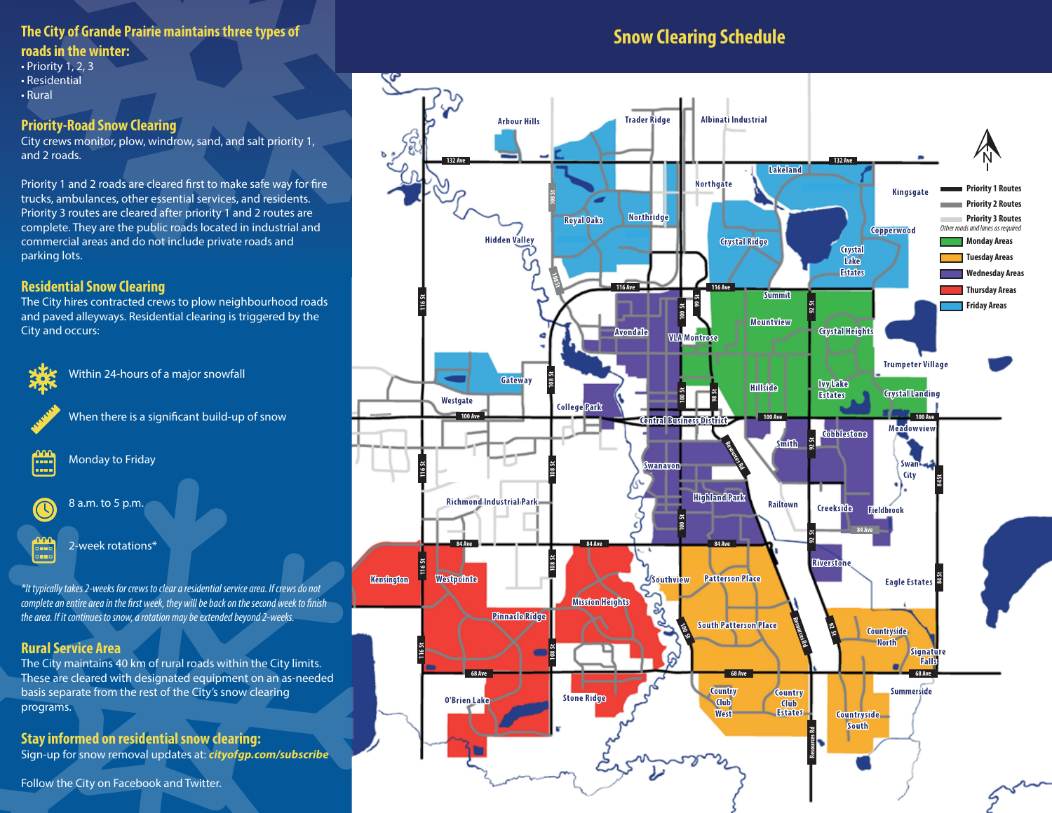## The City of Grande Prairie maintains three types of roads in the winter:

- Priority 1, 2, 3
- Residential
- Rural

## Priority-Road Snow Clearing

City crews monitor, plow, windrow, sand, and salt priority 1, and 2 roads.

Priority 1 and 2 roads are cleared first to make safe way for fire trucks, ambulances, other essential services, and residents. Priority 3 routes are cleared after priority 1 and 2 routes are complete. They are the public roads located in industrial and commercial areas and do not include private roads and parking lots.

## Residential Snow Clearing

The City hires contracted crews to plow neighbourhood roads and paved alleyways. Residential clearing is triggered by the City and occurs:

- Within 24-hours of a major snowfall
- When there is a significant build-up of snow
- Monday to Friday
- 8 a.m. to 5 p.m.
- 2-week rotations*

*\*It typically takes 2-weeks for crews to clear a residential service area. If crews do not complete an entire area in the first week, they will be back on the second week to finish the area. If it continues to snow, a rotation may be extended beyond 2-weeks.*

## Rural Service Area

The City maintains 40 km of rural roads within the City limits. These are cleared with designated equipment on an as-needed basis separate from the rest of the City's snow clearing programs.

## Stay informed on residential snow clearing:

Sign-up for snow removal updates at: ***cityofgp.com/subscribe***

Follow the City on Facebook and Twitter.

# Snow Clearing Schedule

Priority 1 Routes
Priority 2 Routes
Priority 3 Routes
*Other roads and lanes as required*
Monday Areas
Tuesday Areas
Wednesday Areas
Thursday Areas
Friday Areas

Arbour Hills
Trader Ridge
Albinati Industrial
Lakeland
Northgate
Kingsgate
Royal Oaks
Northridge
Copperwood
Hidden Valley
Crystal Ridge
Crystal Lake Estates
Summit
Avondale
VLA Montrose
Mountview
Crystal Heights
Trumpeter Village
Gateway
Hillside
Ivy Lake Estates
Crystal Landing
Westgate
College Park
Central Business District
Meadowview
Smith
Cobblestone
Swanavon
Swan City
Highland Park
Richmond Industrial Park
Railtown
Creekside
Fieldbrook
Riverstone
Kensington
Westpointe
Southview
Patterson Place
Eagle Estates
Mission Heights
Pinnacle Ridge
South Patterson Place
Countryside North
Signature Falls
O'Brien Lake
Stone Ridge
Country Club West
Country Club Estates
Summerside
Countryside South

132 Ave
116 Ave
100 Ave
84 Ave
68 Ave
116 St
108 St
100 St
99 St
98 St
92 St
84 St
Resources Rd